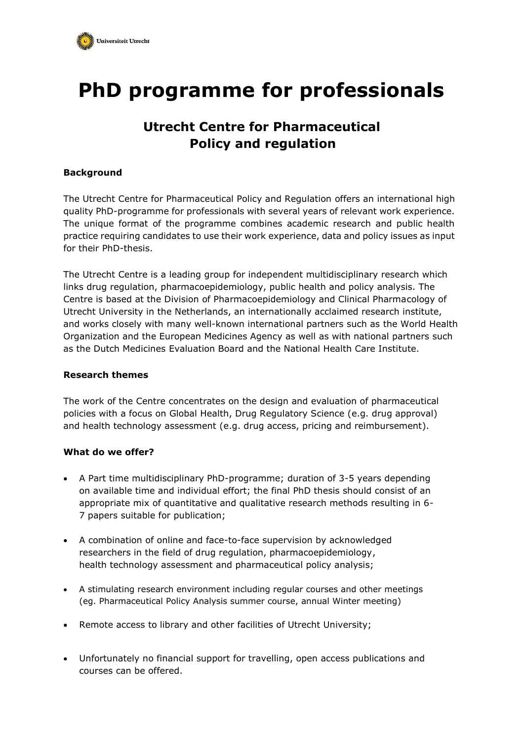# PhD programme for professionals

## Utrecht Centre for Pharmaceutical Policy and regulation

**Background**

The Utrecht Centre for Pharmaceutical Policy and Regulation offers an international high quality PhD-programme for professionals with several years of relevant work experience. The unique format of the programme combines academic research and public health practice requiring candidates to use their work experience, data and policy issues as input for their PhD-thesis.

The Utrecht Centre is a leading group for independent multidisciplinary research which links drug regulation, pharmacoepidemiology, public health and policy analysis. The Centre is based at the Division of Pharmacoepidemiology and Clinical Pharmacology of Utrecht University in the Netherlands, an internationally acclaimed research institute, and works closely with many well-known international partners such as the World Health Organization and the European Medicines Agency as well as with national partners such as the Dutch Medicines Evaluation Board and the National Health Care Institute.

**Research themes**

The work of the Centre concentrates on the design and evaluation of pharmaceutical policies with a focus on Global Health, Drug Regulatory Science (e.g. drug approval) and health technology assessment (e.g. drug access, pricing and reimbursement).

**What do we offer?**

- A Part time multidisciplinary PhD-programme; duration of 3-5 years depending on available time and individual effort; the final PhD thesis should consist of an appropriate mix of quantitative and qualitative research methods resulting in 6-7 papers suitable for publication;
- A combination of online and face-to-face supervision by acknowledged researchers in the field of drug regulation, pharmacoepidemiology, health technology assessment and pharmaceutical policy analysis;
- A stimulating research environment including regular courses and other meetings (eg. Pharmaceutical Policy Analysis summer course, annual Winter meeting)
- Remote access to library and other facilities of Utrecht University;
- Unfortunately no financial support for travelling, open access publications and courses can be offered.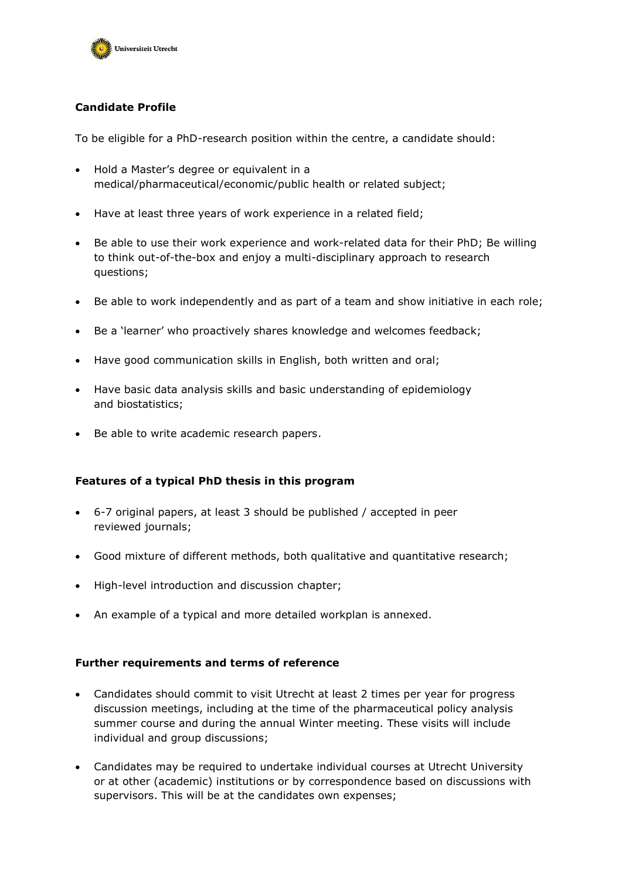### Candidate Profile

To be eligible for a PhD-research position within the centre, a candidate should:

- Hold a Master's degree or equivalent in a medical/pharmaceutical/economic/public health or related subject;
- Have at least three years of work experience in a related field;
- Be able to use their work experience and work-related data for their PhD; Be willing to think out-of-the-box and enjoy a multi-disciplinary approach to research questions;
- Be able to work independently and as part of a team and show initiative in each role;
- Be a 'learner' who proactively shares knowledge and welcomes feedback;
- Have good communication skills in English, both written and oral;
- Have basic data analysis skills and basic understanding of epidemiology and biostatistics;
- Be able to write academic research papers.

### Features of a typical PhD thesis in this program

- 6-7 original papers, at least 3 should be published / accepted in peer reviewed journals;
- Good mixture of different methods, both qualitative and quantitative research;
- High-level introduction and discussion chapter;
- An example of a typical and more detailed workplan is annexed.

### Further requirements and terms of reference

- Candidates should commit to visit Utrecht at least 2 times per year for progress discussion meetings, including at the time of the pharmaceutical policy analysis summer course and during the annual Winter meeting. These visits will include individual and group discussions;
- Candidates may be required to undertake individual courses at Utrecht University or at other (academic) institutions or by correspondence based on discussions with supervisors. This will be at the candidates own expenses;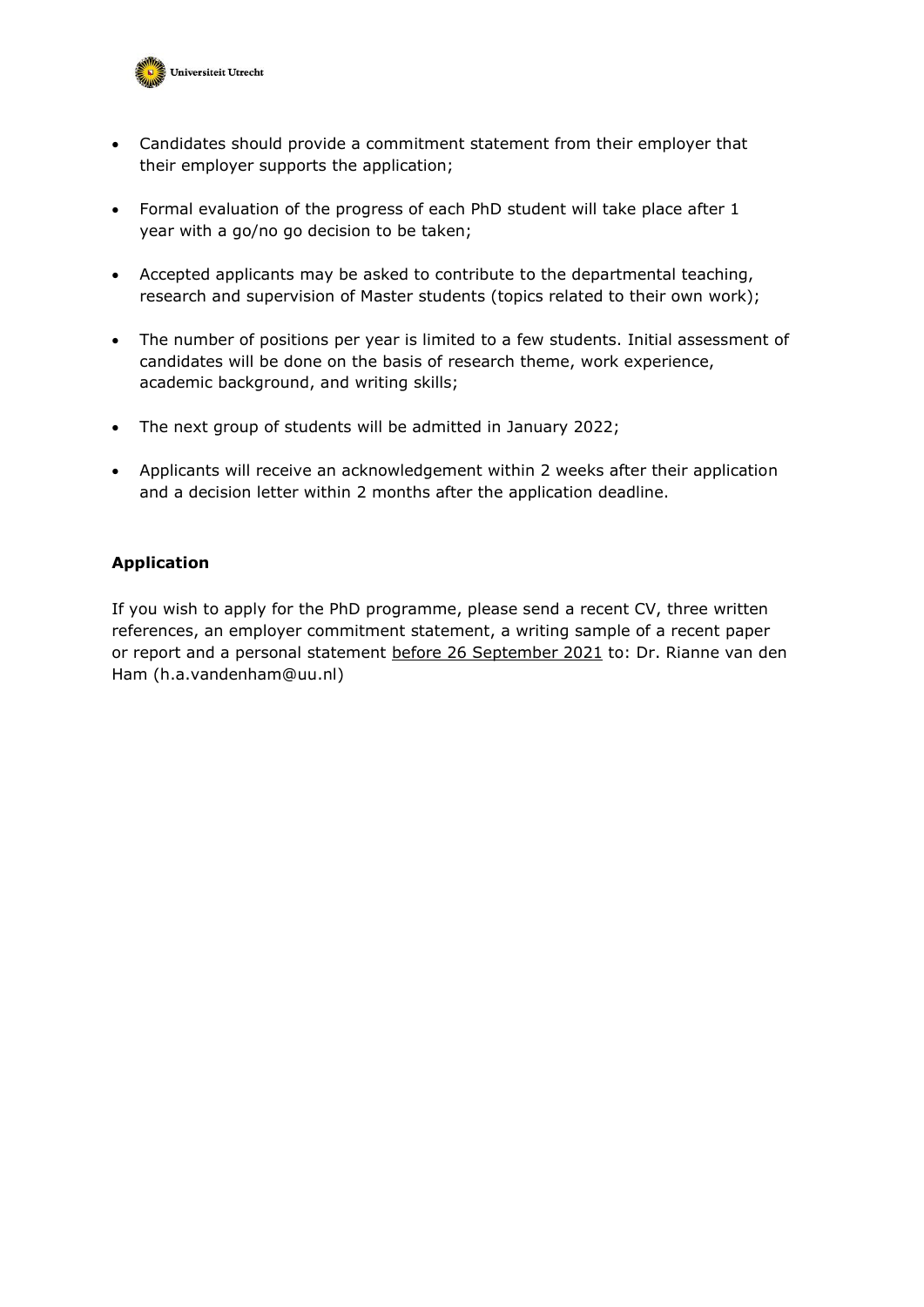- Candidates should provide a commitment statement from their employer that their employer supports the application;
- Formal evaluation of the progress of each PhD student will take place after 1 year with a go/no go decision to be taken;
- Accepted applicants may be asked to contribute to the departmental teaching, research and supervision of Master students (topics related to their own work);
- The number of positions per year is limited to a few students. Initial assessment of candidates will be done on the basis of research theme, work experience, academic background, and writing skills;
- The next group of students will be admitted in January 2022;
- Applicants will receive an acknowledgement within 2 weeks after their application and a decision letter within 2 months after the application deadline.

## Application

If you wish to apply for the PhD programme, please send a recent CV, three written references, an employer commitment statement, a writing sample of a recent paper or report and a personal statement <u>before 26 September 2021</u> to: Dr. Rianne van den Ham (h.a.vandenham@uu.nl)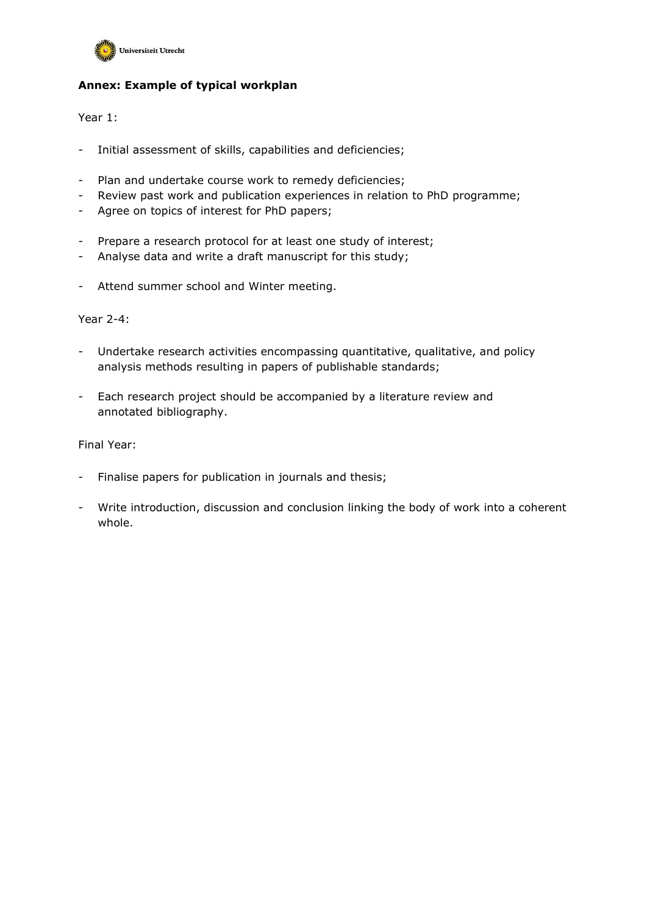**Annex: Example of typical workplan**

Year 1:

- Initial assessment of skills, capabilities and deficiencies;

- Plan and undertake course work to remedy deficiencies;
- Review past work and publication experiences in relation to PhD programme;
- Agree on topics of interest for PhD papers;

- Prepare a research protocol for at least one study of interest;
- Analyse data and write a draft manuscript for this study;

- Attend summer school and Winter meeting.

Year 2-4:

- Undertake research activities encompassing quantitative, qualitative, and policy analysis methods resulting in papers of publishable standards;

- Each research project should be accompanied by a literature review and annotated bibliography.

Final Year:

- Finalise papers for publication in journals and thesis;

- Write introduction, discussion and conclusion linking the body of work into a coherent whole.